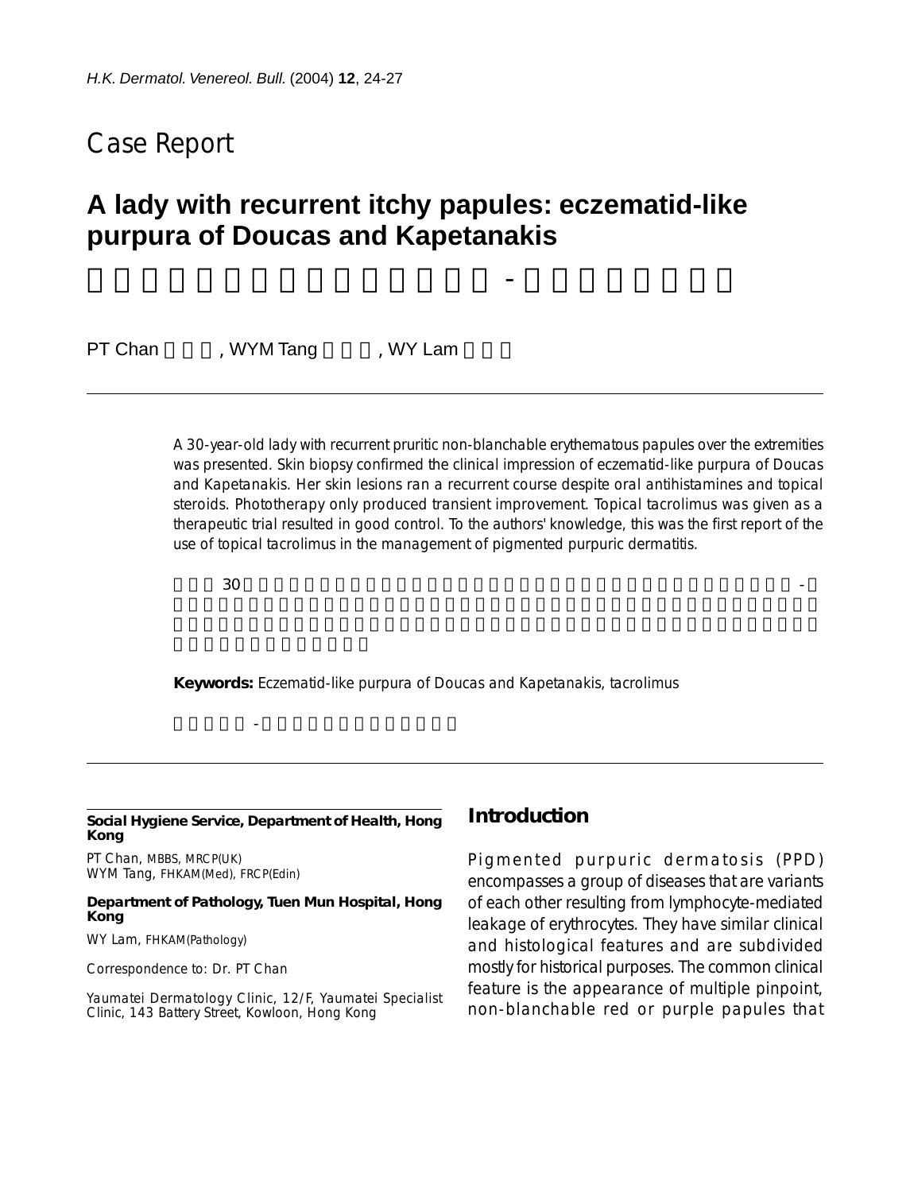## Case Report

# A lady with recurrent itchy papules: eczematid-like purpura of Doucas and Kapetanakis

PT Chan, WYM Tang, WY Lam

A 30-year-old lady with recurrent pruritic non-blanchable erythematous papules over the extremities was presented. Skin biopsy confirmed the clinical impression of eczematid-like purpura of Doucas and Kapetanakis. Her skin lesions ran a recurrent course despite oral antihistamines and topical steroids. Phototherapy only produced transient improvement. Topical tacrolimus was given as a therapeutic trial resulted in good control. To the authors' knowledge, this was the first report of the use of topical tacrolimus in the management of pigmented purpuric dermatitis.

**Keywords:** Eczematid-like purpura of Doucas and Kapetanakis, tacrolimus

---

**Social Hygiene Service, Department of Health, Hong Kong**

PT Chan, MBBS, MRCP(UK)
WYM Tang, FHKAM(Med), FRCP(Edin)

**Department of Pathology, Tuen Mun Hospital, Hong Kong**

WY Lam, FHKAM(Pathology)

Correspondence to: Dr. PT Chan

Yaumatei Dermatology Clinic, 12/F, Yaumatei Specialist Clinic, 143 Battery Street, Kowloon, Hong Kong

## Introduction

Pigmented purpuric dermatosis (PPD) encompasses a group of diseases that are variants of each other resulting from lymphocyte-mediated leakage of erythrocytes. They have similar clinical and histological features and are subdivided mostly for historical purposes. The common clinical feature is the appearance of multiple pinpoint, non-blanchable red or purple papules that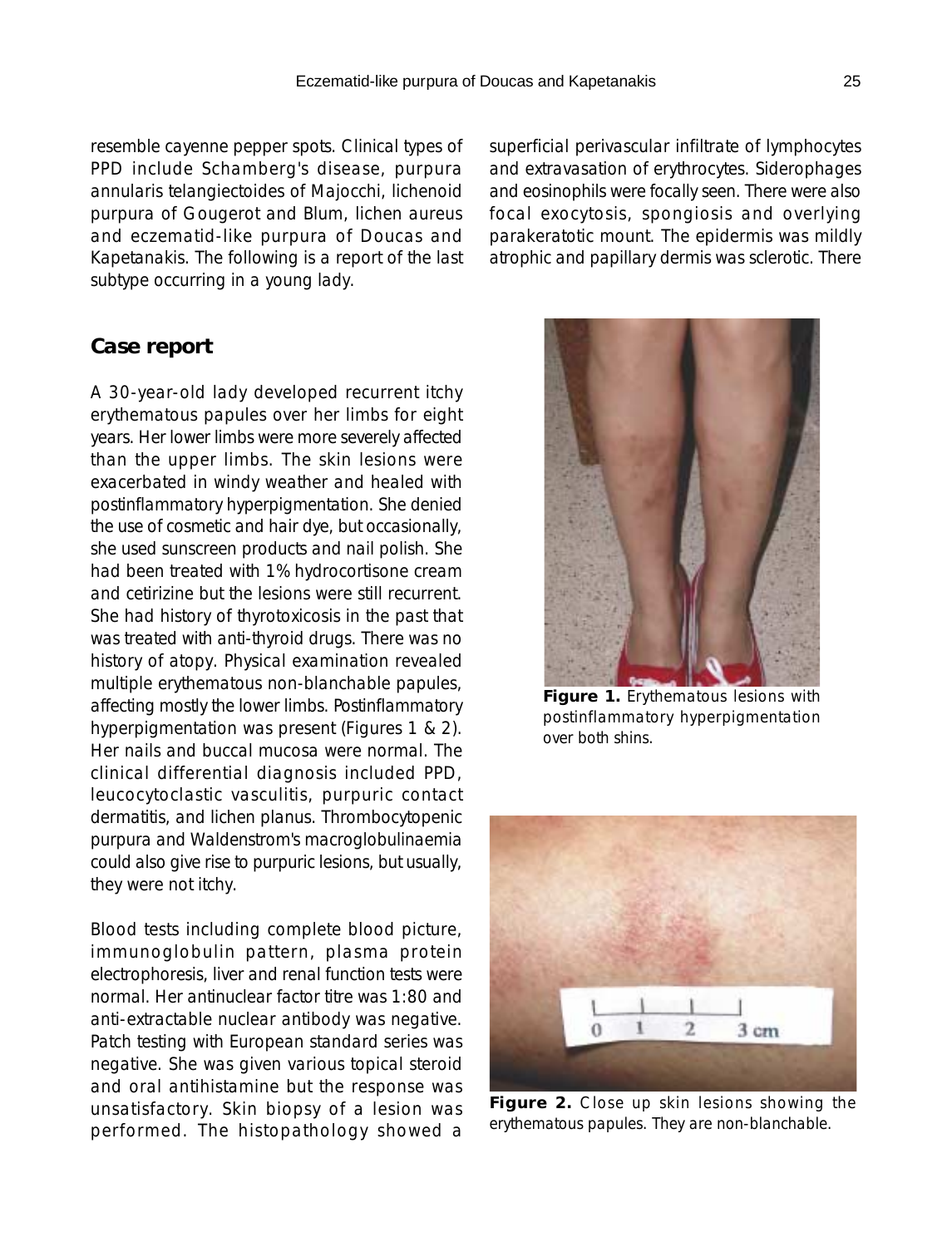resemble cayenne pepper spots. Clinical types of PPD include Schamberg's disease, purpura annularis telangiectoides of Majocchi, lichenoid purpura of Gougerot and Blum, lichen aureus and eczematid-like purpura of Doucas and Kapetanakis. The following is a report of the last subtype occurring in a young lady.

## Case report

A 30-year-old lady developed recurrent itchy erythematous papules over her limbs for eight years. Her lower limbs were more severely affected than the upper limbs. The skin lesions were exacerbated in windy weather and healed with postinflammatory hyperpigmentation. She denied the use of cosmetic and hair dye, but occasionally, she used sunscreen products and nail polish. She had been treated with 1% hydrocortisone cream and cetirizine but the lesions were still recurrent. She had history of thyrotoxicosis in the past that was treated with anti-thyroid drugs. There was no history of atopy. Physical examination revealed multiple erythematous non-blanchable papules, affecting mostly the lower limbs. Postinflammatory hyperpigmentation was present (Figures 1 & 2). Her nails and buccal mucosa were normal. The clinical differential diagnosis included PPD, leucocytoclastic vasculitis, purpuric contact dermatitis, and lichen planus. Thrombocytopenic purpura and Waldenstrom's macroglobulinaemia could also give rise to purpuric lesions, but usually, they were not itchy.

Blood tests including complete blood picture, immunoglobulin pattern, plasma protein electrophoresis, liver and renal function tests were normal. Her antinuclear factor titre was 1:80 and anti-extractable nuclear antibody was negative. Patch testing with European standard series was negative. She was given various topical steroid and oral antihistamine but the response was unsatisfactory. Skin biopsy of a lesion was performed. The histopathology showed a superficial perivascular infiltrate of lymphocytes and extravasation of erythrocytes. Siderophages and eosinophils were focally seen. There were also focal exocytosis, spongiosis and overlying parakeratotic mount. The epidermis was mildly atrophic and papillary dermis was sclerotic. There

**Figure 1.** Erythematous lesions with postinflammatory hyperpigmentation over both shins.

**Figure 2.** Close up skin lesions showing the erythematous papules. They are non-blanchable.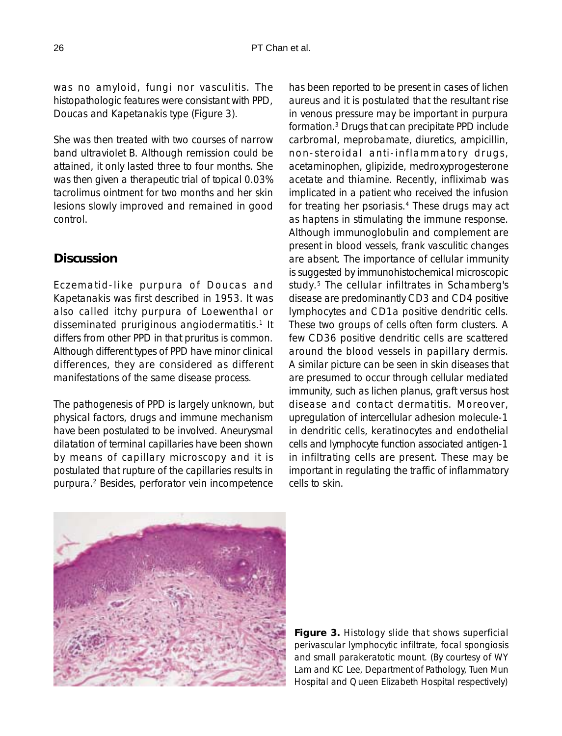was no amyloid, fungi nor vasculitis. The histopathologic features were consistant with PPD, Doucas and Kapetanakis type (Figure 3).

She was then treated with two courses of narrow band ultraviolet B. Although remission could be attained, it only lasted three to four months. She was then given a therapeutic trial of topical 0.03% tacrolimus ointment for two months and her skin lesions slowly improved and remained in good control.

## Discussion

Eczematid-like purpura of Doucas and Kapetanakis was first described in 1953. It was also called itchy purpura of Loewenthal or disseminated pruriginous angiodermatitis.[1] It differs from other PPD in that pruritus is common. Although different types of PPD have minor clinical differences, they are considered as different manifestations of the same disease process.

The pathogenesis of PPD is largely unknown, but physical factors, drugs and immune mechanism have been postulated to be involved. Aneurysmal dilatation of terminal capillaries have been shown by means of capillary microscopy and it is postulated that rupture of the capillaries results in purpura.[2] Besides, perforator vein incompetence has been reported to be present in cases of lichen aureus and it is postulated that the resultant rise in venous pressure may be important in purpura formation.[3] Drugs that can precipitate PPD include carbromal, meprobamate, diuretics, ampicillin, non-steroidal anti-inflammatory drugs, acetaminophen, glipizide, medroxyprogesterone acetate and thiamine. Recently, infliximab was implicated in a patient who received the infusion for treating her psoriasis.[4] These drugs may act as haptens in stimulating the immune response. Although immunoglobulin and complement are present in blood vessels, frank vasculitic changes are absent. The importance of cellular immunity is suggested by immunohistochemical microscopic study.[5] The cellular infiltrates in Schamberg's disease are predominantly CD3 and CD4 positive lymphocytes and CD1a positive dendritic cells. These two groups of cells often form clusters. A few CD36 positive dendritic cells are scattered around the blood vessels in papillary dermis. A similar picture can be seen in skin diseases that are presumed to occur through cellular mediated immunity, such as lichen planus, graft versus host disease and contact dermatitis. Moreover, upregulation of intercellular adhesion molecule-1 in dendritic cells, keratinocytes and endothelial cells and lymphocyte function associated antigen-1 in infiltrating cells are present. These may be important in regulating the traffic of inflammatory cells to skin.

**Figure 3.** Histology slide that shows superficial perivascular lymphocytic infiltrate, focal spongiosis and small parakeratotic mount. (By courtesy of WY Lam and KC Lee, Department of Pathology, Tuen Mun Hospital and Queen Elizabeth Hospital respectively)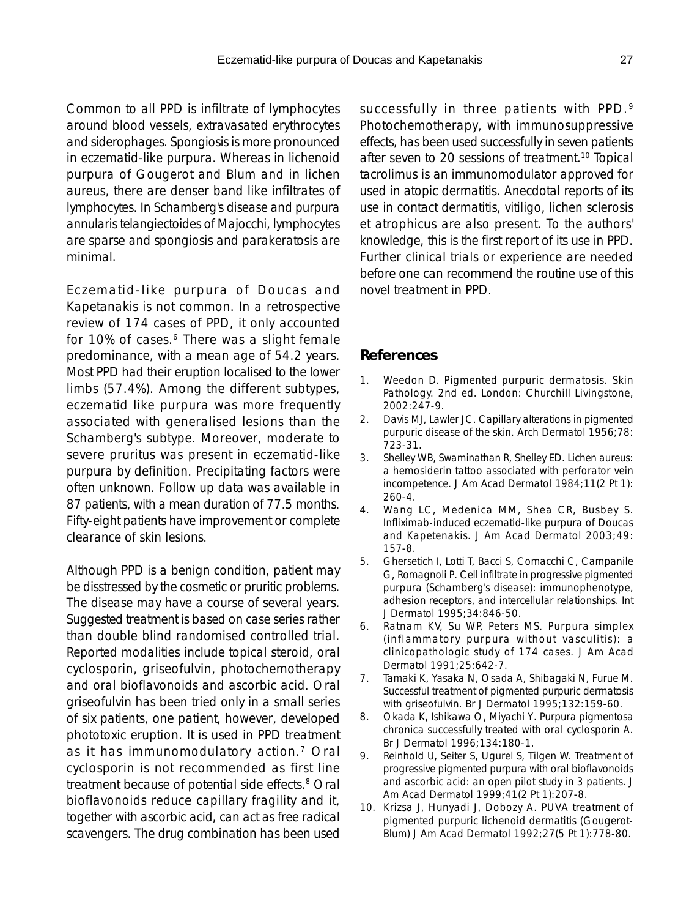Common to all PPD is infiltrate of lymphocytes around blood vessels, extravasated erythrocytes and siderophages. Spongiosis is more pronounced in eczematid-like purpura. Whereas in lichenoid purpura of Gougerot and Blum and in lichen aureus, there are denser band like infiltrates of lymphocytes. In Schamberg's disease and purpura annularis telangiectoides of Majocchi, lymphocytes are sparse and spongiosis and parakeratosis are minimal.

Eczematid-like purpura of Doucas and Kapetanakis is not common. In a retrospective review of 174 cases of PPD, it only accounted for 10% of cases.[6] There was a slight female predominance, with a mean age of 54.2 years. Most PPD had their eruption localised to the lower limbs (57.4%). Among the different subtypes, eczematid like purpura was more frequently associated with generalised lesions than the Schamberg's subtype. Moreover, moderate to severe pruritus was present in eczematid-like purpura by definition. Precipitating factors were often unknown. Follow up data was available in 87 patients, with a mean duration of 77.5 months. Fifty-eight patients have improvement or complete clearance of skin lesions.

Although PPD is a benign condition, patient may be disstressed by the cosmetic or pruritic problems. The disease may have a course of several years. Suggested treatment is based on case series rather than double blind randomised controlled trial. Reported modalities include topical steroid, oral cyclosporin, griseofulvin, photochemotherapy and oral bioflavonoids and ascorbic acid. Oral griseofulvin has been tried only in a small series of six patients, one patient, however, developed phototoxic eruption. It is used in PPD treatment as it has immunomodulatory action.[7] Oral cyclosporin is not recommended as first line treatment because of potential side effects.[8] Oral bioflavonoids reduce capillary fragility and it, together with ascorbic acid, can act as free radical scavengers. The drug combination has been used successfully in three patients with PPD.[9] Photochemotherapy, with immunosuppressive effects, has been used successfully in seven patients after seven to 20 sessions of treatment.[10] Topical tacrolimus is an immunomodulator approved for used in atopic dermatitis. Anecdotal reports of its use in contact dermatitis, vitiligo, lichen sclerosis et atrophicus are also present. To the authors' knowledge, this is the first report of its use in PPD. Further clinical trials or experience are needed before one can recommend the routine use of this novel treatment in PPD.

## References

1. Weedon D. Pigmented purpuric dermatosis. Skin Pathology. 2nd ed. London: Churchill Livingstone, 2002:247-9.
2. Davis MJ, Lawler JC. Capillary alterations in pigmented purpuric disease of the skin. Arch Dermatol 1956;78: 723-31.
3. Shelley WB, Swaminathan R, Shelley ED. Lichen aureus: a hemosiderin tattoo associated with perforator vein incompetence. J Am Acad Dermatol 1984;11(2 Pt 1): 260-4.
4. Wang LC, Medenica MM, Shea CR, Busbey S. Infliximab-induced eczematid-like purpura of Doucas and Kapetenakis. J Am Acad Dermatol 2003;49: 157-8.
5. Ghersetich I, Lotti T, Bacci S, Comacchi C, Campanile G, Romagnoli P. Cell infiltrate in progressive pigmented purpura (Schamberg's disease): immunophenotype, adhesion receptors, and intercellular relationships. Int J Dermatol 1995;34:846-50.
6. Ratnam KV, Su WP, Peters MS. Purpura simplex (inflammatory purpura without vasculitis): a clinicopathologic study of 174 cases. J Am Acad Dermatol 1991;25:642-7.
7. Tamaki K, Yasaka N, Osada A, Shibagaki N, Furue M. Successful treatment of pigmented purpuric dermatosis with griseofulvin. Br J Dermatol 1995;132:159-60.
8. Okada K, Ishikawa O, Miyachi Y. Purpura pigmentosa chronica successfully treated with oral cyclosporin A. Br J Dermatol 1996;134:180-1.
9. Reinhold U, Seiter S, Ugurel S, Tilgen W. Treatment of progressive pigmented purpura with oral bioflavonoids and ascorbic acid: an open pilot study in 3 patients. J Am Acad Dermatol 1999;41(2 Pt 1):207-8.
10. Krizsa J, Hunyadi J, Dobozy A. PUVA treatment of pigmented purpuric lichenoid dermatitis (Gougerot-Blum) J Am Acad Dermatol 1992;27(5 Pt 1):778-80.